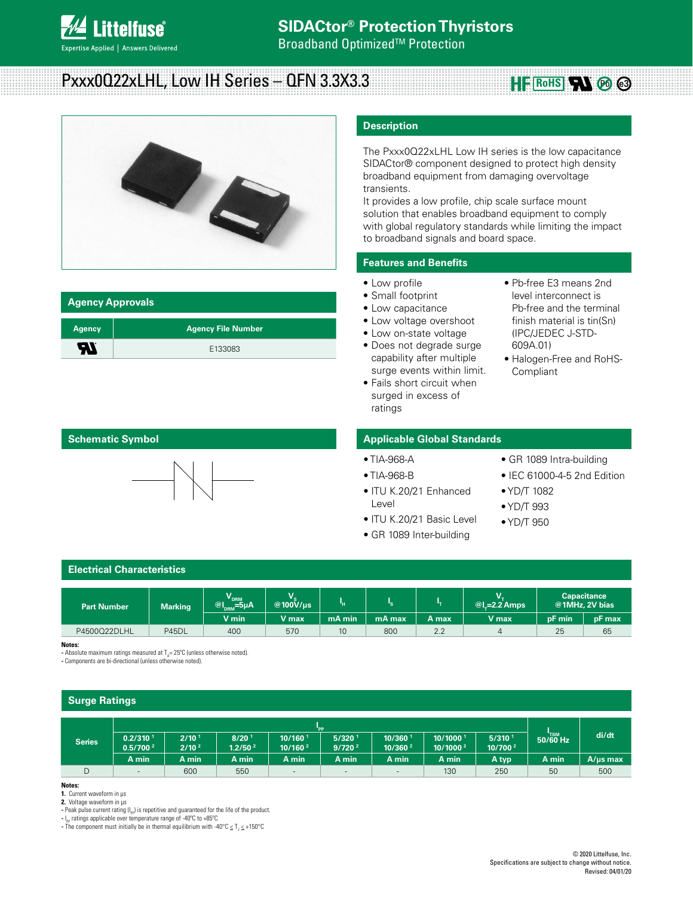# SIDACtor® Protection Thyristors

Broadband Optimized™ Protection

## Pxxx0Q22xLHL, Low IH Series – QFN 3.3X3.3

## Description

The Pxxx0Q22xLHL Low IH series is the low capacitance SIDACtor® component designed to protect high density broadband equipment from damaging overvoltage transients.

It provides a low profile, chip scale surface mount solution that enables broadband equipment to comply with global regulatory standards while limiting the impact to broadband signals and board space.

## Features and Benefits

- Low profile
- Small footprint
- Low capacitance
- Low voltage overshoot
- Low on-state voltage
- Does not degrade surge capability after multiple surge events within limit.
- Fails short circuit when surged in excess of ratings
- Pb-free E3 means 2nd level interconnect is Pb-free and the terminal finish material is tin(Sn) (IPC/JEDEC J-STD-609A.01)
- Halogen-Free and RoHS-Compliant

## Agency Approvals

| Agency | Agency File Number |
|---|---|
| UL | E133083 |

## Schematic Symbol

## Applicable Global Standards

- TIA-968-A
- TIA-968-B
- ITU K.20/21 Enhanced Level
- ITU K.20/21 Basic Level
- GR 1089 Inter-building
- GR 1089 Intra-building
- IEC 61000-4-5 2nd Edition
- YD/T 1082
- YD/T 993
- YD/T 950

## Electrical Characteristics

| Part Number | Marking | $V_{DRM}$ @$I_{DRM}$=5μA | $V_S$ @100V/μs | $I_H$ | $I_S$ | $I_T$ | $V_T$ @$I_T$=2.2 Amps | Capacitance @1MHz, 2V bias | |
|---|---|---|---|---|---|---|---|---|---|
| | | V min | V max | mA min | mA max | A max | V max | pF min | pF max |
| P4500Q22DLHL | P45DL | 400 | 570 | 10 | 800 | 2.2 | 4 | 25 | 65 |

**Notes:**
- Absolute maximum ratings measured at $T_A$= 25°C (unless otherwise noted).
- Components are bi-directional (unless otherwise noted).

## Surge Ratings

| Series | $I_{PP}$ | | | | | | | | $I_{TSM}$ 50/60 Hz | di/dt |
|---|---|---|---|---|---|---|---|---|---|---|
| | 0.2/310 [1] 0.5/700 [2] | 2/10 [1] 2/10 [2] | 8/20 [1] 1.2/50 [2] | 10/160 [1] 10/160 [2] | 5/320 [1] 9/720 [2] | 10/360 [1] 10/360 [2] | 10/1000 [1] 10/1000 [2] | 5/310 [1] 10/700 [2] | | |
| | A min | A min | A min | A min | A min | A min | A min | A typ | A min | A/μs max |
| D | - | 600 | 550 | - | - | - | 130 | 250 | 50 | 500 |

**Notes:**
1. Current waveform in μs
2. Voltage waveform in μs

- Peak pulse current rating ($I_{PP}$) is repetitive and guaranteed for the life of the product.
- $I_{PP}$ ratings applicable over temperature range of -40°C to +85°C
- The component must initially be in thermal equilibrium with -40°C ≤ $T_J$ ≤ +150°C

© 2020 Littelfuse, Inc.
Specifications are subject to change without notice.
Revised: 04/01/20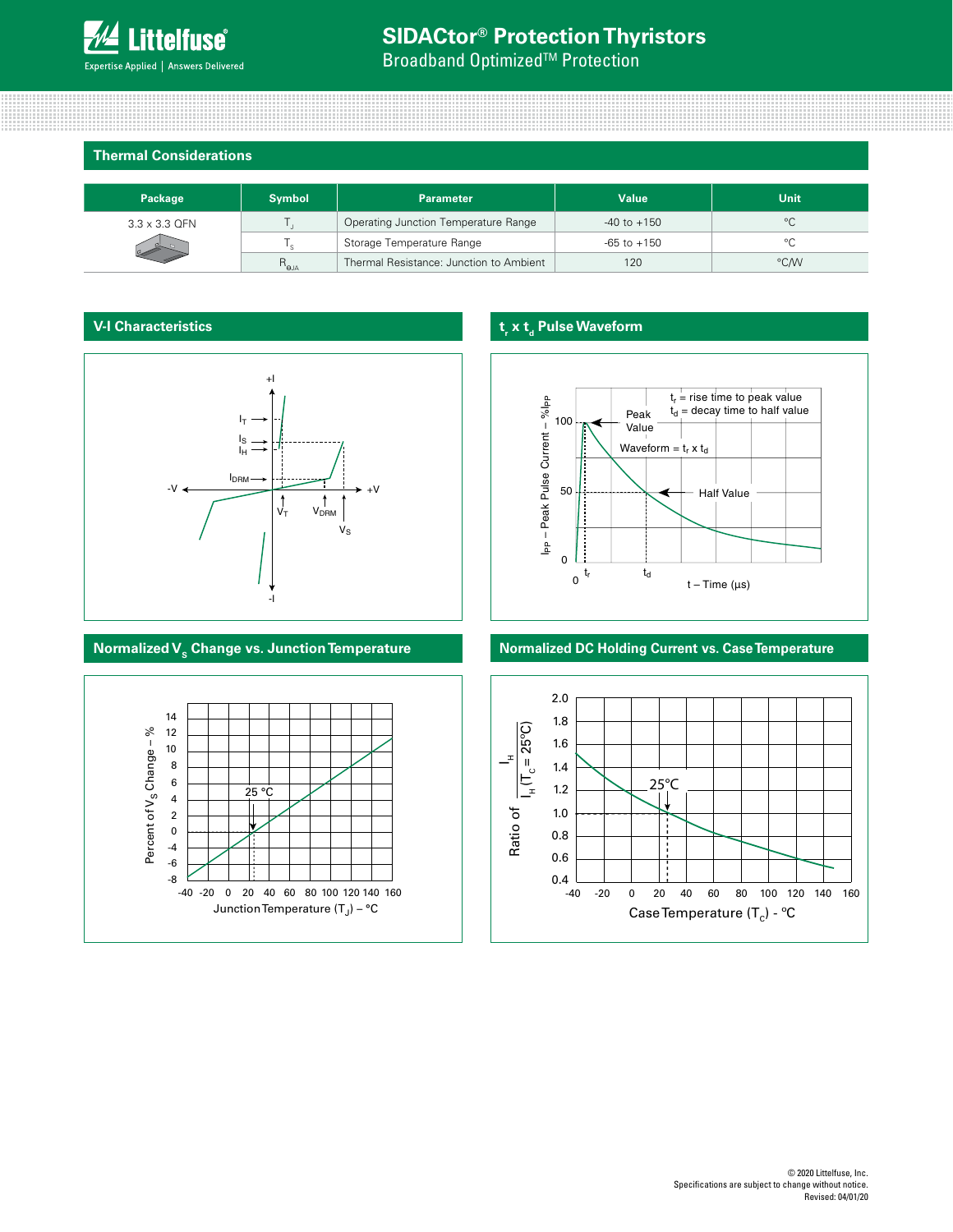## Thermal Considerations

| Package | Symbol | Parameter | Value | Unit |
|---|---|---|---|---|
| 3.3 x 3.3 QFN | $T_J$ | Operating Junction Temperature Range | -40 to +150 | °C |
| | $T_S$ | Storage Temperature Range | -65 to +150 | °C |
| | $R_{\theta JA}$ | Thermal Resistance: Junction to Ambient | 120 | °C/W |

## V-I Characteristics

## $t_r$ x $t_d$ Pulse Waveform

$t_r$ = rise time to peak value
$t_d$ = decay time to half value

Waveform = $t_r$ x $t_d$

## Normalized $V_S$ Change vs. Junction Temperature

## Normalized DC Holding Current vs. Case Temperature

© 2020 Littelfuse, Inc.
Specifications are subject to change without notice.
Revised: 04/01/20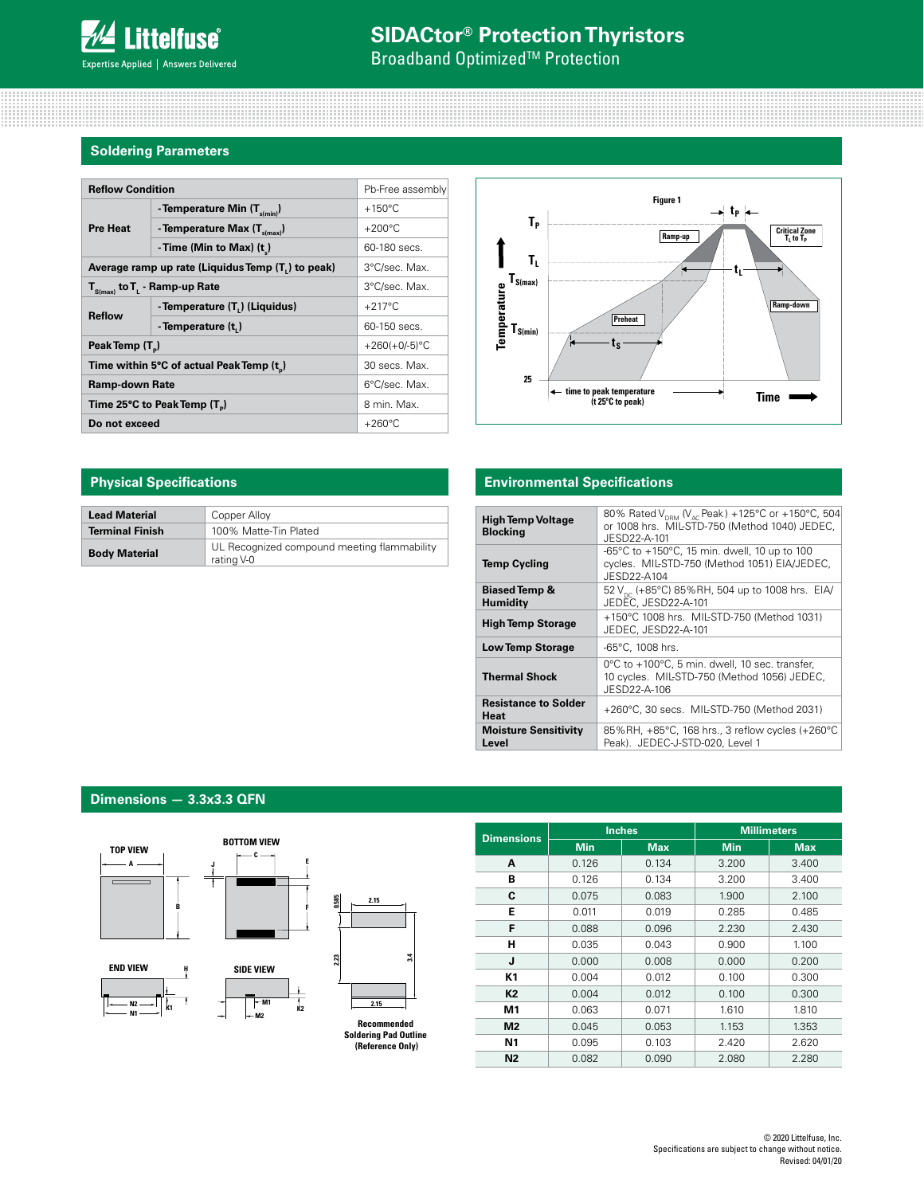## Soldering Parameters

| Reflow Condition | | Pb-Free assembly |
|---|---|---|
| Pre Heat | - Temperature Min ($T_{s(min)}$) | +150°C |
| | - Temperature Max ($T_{s(max)}$) | +200°C |
| | - Time (Min to Max) ($t_s$) | 60-180 secs. |
| Average ramp up rate (Liquidus Temp ($T_L$) to peak) | | 3°C/sec. Max. |
| $T_{S(max)}$ to $T_L$ - Ramp-up Rate | | 3°C/sec. Max. |
| Reflow | - Temperature ($T_L$) (Liquidus) | +217°C |
| | - Temperature ($t_L$) | 60-150 secs. |
| Peak Temp ($T_P$) | | +260(+0/-5)°C |
| Time within 5°C of actual Peak Temp ($t_p$) | | 30 secs. Max. |
| Ramp-down Rate | | 6°C/sec. Max. |
| Time 25°C to Peak Temp ($T_P$) | | 8 min. Max. |
| Do not exceed | | +260°C |

Figure 1

## Physical Specifications

| | |
|---|---|
| Lead Material | Copper Alloy |
| Terminal Finish | 100% Matte-Tin Plated |
| Body Material | UL Recognized compound meeting flammability rating V-0 |

## Environmental Specifications

| | |
|---|---|
| High Temp Voltage Blocking | 80% Rated $V_{DRM}$ ($V_{AC}$ Peak) +125°C or +150°C, 504 or 1008 hrs. MIL-STD-750 (Method 1040) JEDEC, JESD22-A-101 |
| Temp Cycling | -65°C to +150°C, 15 min. dwell, 10 up to 100 cycles. MIL-STD-750 (Method 1051) EIA/JEDEC, JESD22-A104 |
| Biased Temp & Humidity | 52 $V_{DC}$ (+85°C) 85%RH, 504 up to 1008 hrs. EIA/ JEDEC, JESD22-A-101 |
| High Temp Storage | +150°C 1008 hrs. MIL-STD-750 (Method 1031) JEDEC, JESD22-A-101 |
| Low Temp Storage | -65°C, 1008 hrs. |
| Thermal Shock | 0°C to +100°C, 5 min. dwell, 10 sec. transfer, 10 cycles. MIL-STD-750 (Method 1056) JEDEC, JESD22-A-106 |
| Resistance to Solder Heat | +260°C, 30 secs. MIL-STD-750 (Method 2031) |
| Moisture Sensitivity Level | 85%RH, +85°C, 168 hrs., 3 reflow cycles (+260°C Peak). JEDEC-J-STD-020, Level 1 |

## Dimensions — 3.3x3.3 QFN

Recommended Soldering Pad Outline (Reference Only)

| Dimensions | Inches | | Millimeters | |
|---|---|---|---|---|
| | Min | Max | Min | Max |
| A | 0.126 | 0.134 | 3.200 | 3.400 |
| B | 0.126 | 0.134 | 3.200 | 3.400 |
| C | 0.075 | 0.083 | 1.900 | 2.100 |
| E | 0.011 | 0.019 | 0.285 | 0.485 |
| F | 0.088 | 0.096 | 2.230 | 2.430 |
| H | 0.035 | 0.043 | 0.900 | 1.100 |
| J | 0.000 | 0.008 | 0.000 | 0.200 |
| K1 | 0.004 | 0.012 | 0.100 | 0.300 |
| K2 | 0.004 | 0.012 | 0.100 | 0.300 |
| M1 | 0.063 | 0.071 | 1.610 | 1.810 |
| M2 | 0.045 | 0.053 | 1.153 | 1.353 |
| N1 | 0.095 | 0.103 | 2.420 | 2.620 |
| N2 | 0.082 | 0.090 | 2.080 | 2.280 |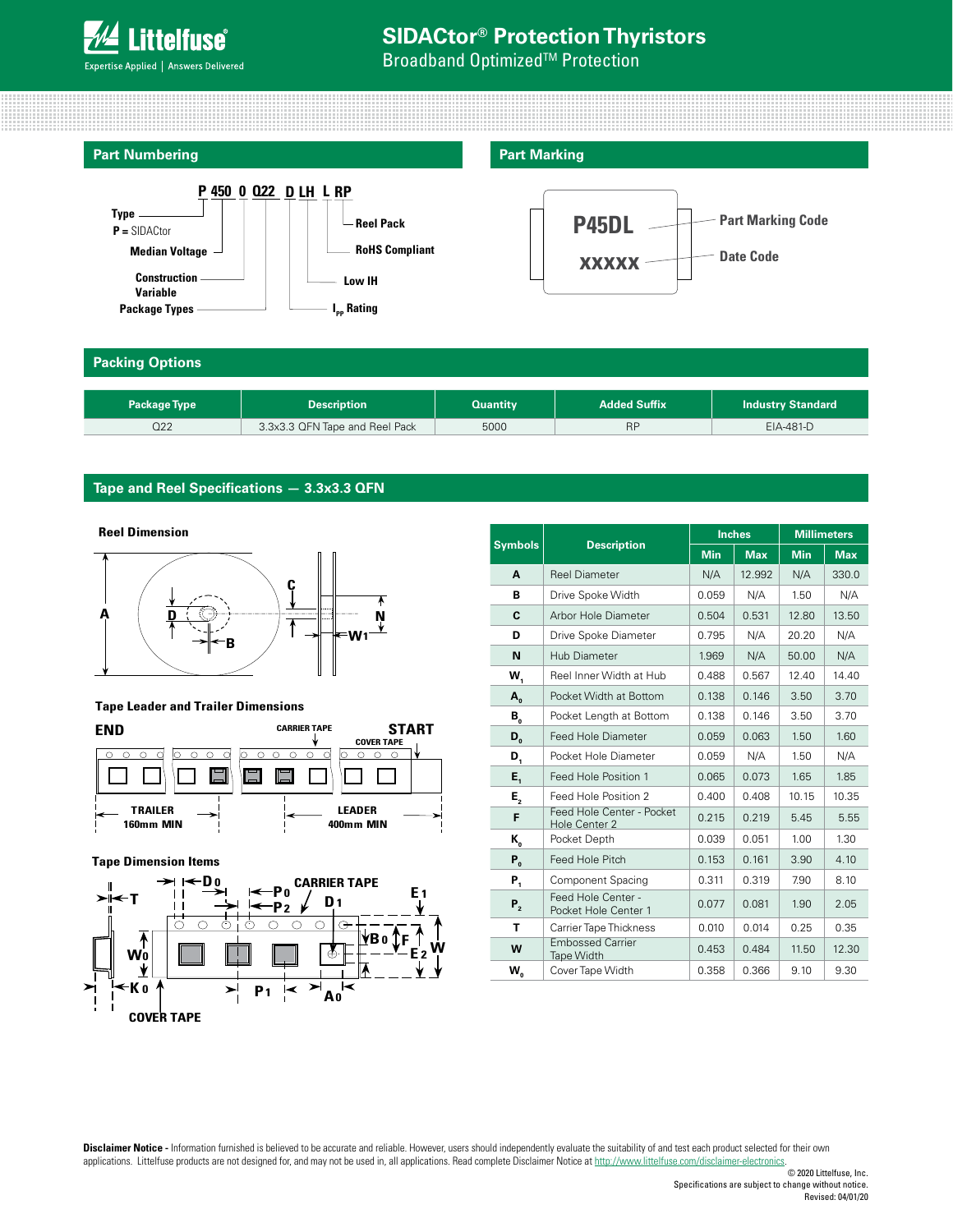## Part Numbering

P 450 0 Q22 D LH L RP

- Type: P = SIDACtor
- Median Voltage
- Construction Variable
- Package Types
- Reel Pack
- RoHS Compliant
- Low IH
- $I_{PP}$ Rating

## Part Marking

P45DL — Part Marking Code

XXXXX — Date Code

## Packing Options

| Package Type | Description | Quantity | Added Suffix | Industry Standard |
|---|---|---|---|---|
| Q22 | 3.3x3.3 QFN Tape and Reel Pack | 5000 | RP | EIA-481-D |

## Tape and Reel Specifications — 3.3x3.3 QFN

### Reel Dimension

A, C, D, B, N, W1

### Tape Leader and Trailer Dimensions

END
CARRIER TAPE
START
COVER TAPE
TRAILER 160mm MIN
LEADER 400mm MIN

### Tape Dimension Items

T, D0, P0, P2, CARRIER TAPE, D1, E1, W0, B0, F, E2, W, K0, P1, A0, COVER TAPE

| Symbols | Description | Inches | | Millimeters | |
|---|---|---|---|---|---|
| | | Min | Max | Min | Max |
| A | Reel Diameter | N/A | 12.992 | N/A | 330.0 |
| B | Drive Spoke Width | 0.059 | N/A | 1.50 | N/A |
| C | Arbor Hole Diameter | 0.504 | 0.531 | 12.80 | 13.50 |
| D | Drive Spoke Diameter | 0.795 | N/A | 20.20 | N/A |
| N | Hub Diameter | 1.969 | N/A | 50.00 | N/A |
| $W_1$ | Reel Inner Width at Hub | 0.488 | 0.567 | 12.40 | 14.40 |
| $A_0$ | Pocket Width at Bottom | 0.138 | 0.146 | 3.50 | 3.70 |
| $B_0$ | Pocket Length at Bottom | 0.138 | 0.146 | 3.50 | 3.70 |
| $D_0$ | Feed Hole Diameter | 0.059 | 0.063 | 1.50 | 1.60 |
| $D_1$ | Pocket Hole Diameter | 0.059 | N/A | 1.50 | N/A |
| $E_1$ | Feed Hole Position 1 | 0.065 | 0.073 | 1.65 | 1.85 |
| $E_2$ | Feed Hole Position 2 | 0.400 | 0.408 | 10.15 | 10.35 |
| F | Feed Hole Center - Pocket Hole Center 2 | 0.215 | 0.219 | 5.45 | 5.55 |
| $K_0$ | Pocket Depth | 0.039 | 0.051 | 1.00 | 1.30 |
| $P_0$ | Feed Hole Pitch | 0.153 | 0.161 | 3.90 | 4.10 |
| $P_1$ | Component Spacing | 0.311 | 0.319 | 7.90 | 8.10 |
| $P_2$ | Feed Hole Center - Pocket Hole Center 1 | 0.077 | 0.081 | 1.90 | 2.05 |
| T | Carrier Tape Thickness | 0.010 | 0.014 | 0.25 | 0.35 |
| W | Embossed Carrier Tape Width | 0.453 | 0.484 | 11.50 | 12.30 |
| $W_0$ | Cover Tape Width | 0.358 | 0.366 | 9.10 | 9.30 |

**Disclaimer Notice -** Information furnished is believed to be accurate and reliable. However, users should independently evaluate the suitability of and test each product selected for their own applications. Littelfuse products are not designed for, and may not be used in, all applications. Read complete Disclaimer Notice at http://www.littelfuse.com/disclaimer-electronics.

© 2020 Littelfuse, Inc.
Specifications are subject to change without notice.
Revised: 04/01/20